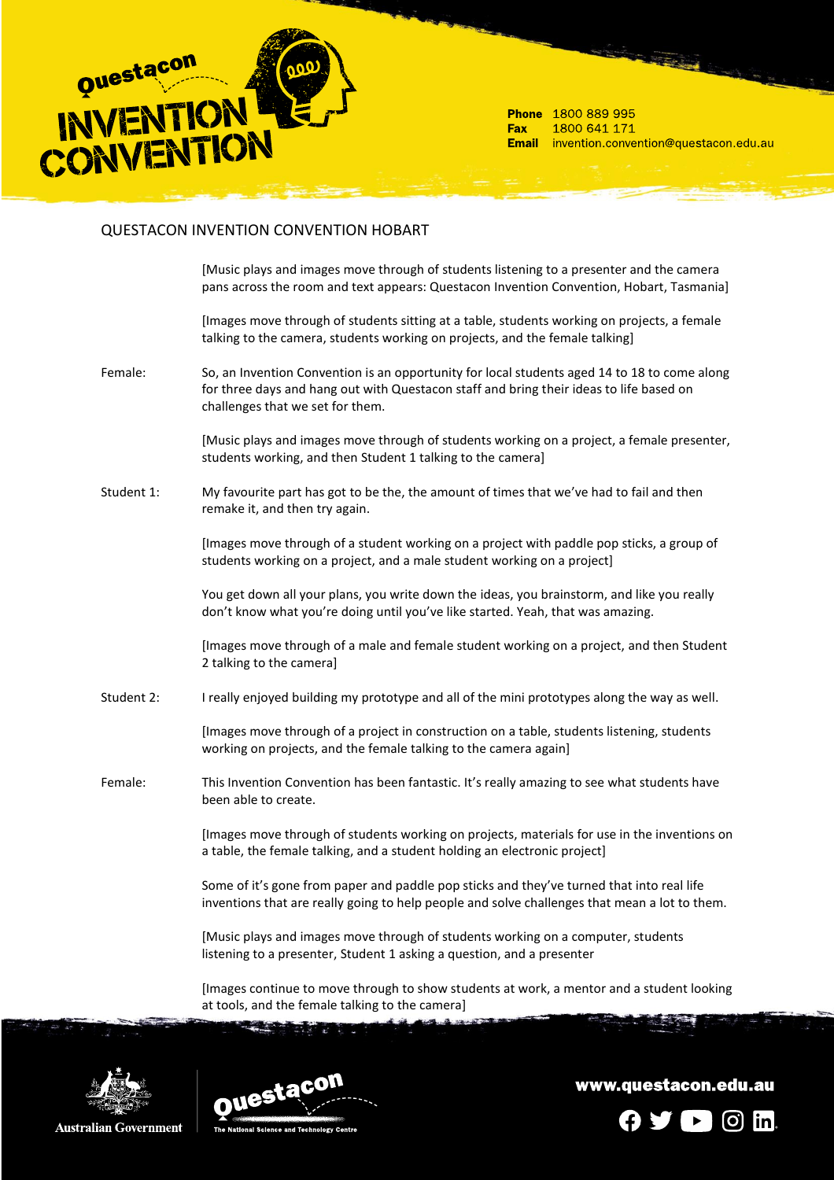Phone 1800 889 995
Fax 1800 641 171
Email invention.convention@questacon.edu.au

# QUESTACON INVENTION CONVENTION HOBART

[Music plays and images move through of students listening to a presenter and the camera pans across the room and text appears: Questacon Invention Convention, Hobart, Tasmania]

[Images move through of students sitting at a table, students working on projects, a female talking to the camera, students working on projects, and the female talking]

Female: So, an Invention Convention is an opportunity for local students aged 14 to 18 to come along for three days and hang out with Questacon staff and bring their ideas to life based on challenges that we set for them.

[Music plays and images move through of students working on a project, a female presenter, students working, and then Student 1 talking to the camera]

Student 1: My favourite part has got to be the, the amount of times that we've had to fail and then remake it, and then try again.

[Images move through of a student working on a project with paddle pop sticks, a group of students working on a project, and a male student working on a project]

You get down all your plans, you write down the ideas, you brainstorm, and like you really don't know what you're doing until you've like started. Yeah, that was amazing.

[Images move through of a male and female student working on a project, and then Student 2 talking to the camera]

Student 2: I really enjoyed building my prototype and all of the mini prototypes along the way as well.

[Images move through of a project in construction on a table, students listening, students working on projects, and the female talking to the camera again]

Female: This Invention Convention has been fantastic. It's really amazing to see what students have been able to create.

[Images move through of students working on projects, materials for use in the inventions on a table, the female talking, and a student holding an electronic project]

Some of it's gone from paper and paddle pop sticks and they've turned that into real life inventions that are really going to help people and solve challenges that mean a lot to them.

[Music plays and images move through of students working on a computer, students listening to a presenter, Student 1 asking a question, and a presenter

[Images continue to move through to show students at work, a mentor and a student looking at tools, and the female talking to the camera]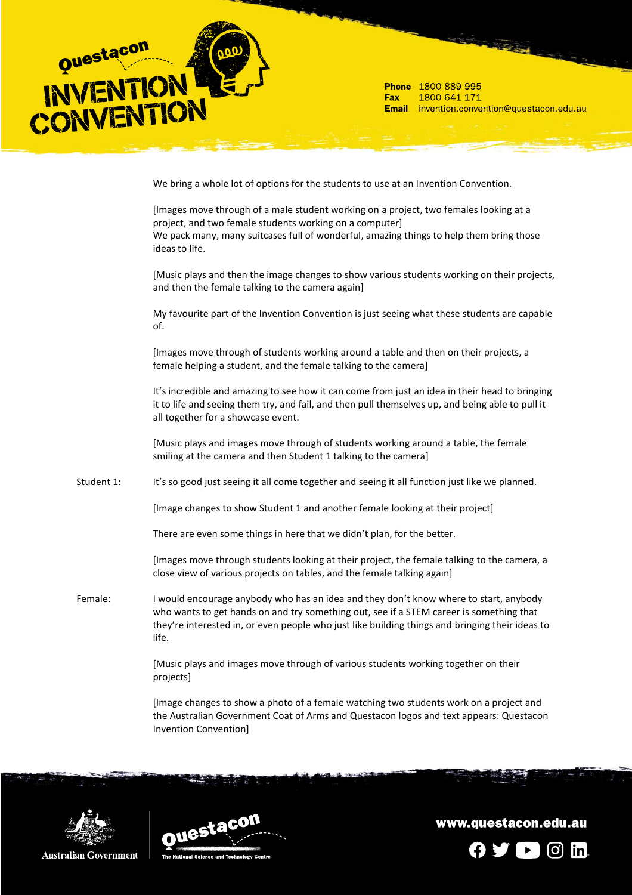We bring a whole lot of options for the students to use at an Invention Convention.

[Images move through of a male student working on a project, two females looking at a project, and two female students working on a computer]

We pack many, many suitcases full of wonderful, amazing things to help them bring those ideas to life.

[Music plays and then the image changes to show various students working on their projects, and then the female talking to the camera again]

My favourite part of the Invention Convention is just seeing what these students are capable of.

[Images move through of students working around a table and then on their projects, a female helping a student, and the female talking to the camera]

It's incredible and amazing to see how it can come from just an idea in their head to bringing it to life and seeing them try, and fail, and then pull themselves up, and being able to pull it all together for a showcase event.

[Music plays and images move through of students working around a table, the female smiling at the camera and then Student 1 talking to the camera]

Student 1: It's so good just seeing it all come together and seeing it all function just like we planned.

[Image changes to show Student 1 and another female looking at their project]

There are even some things in here that we didn't plan, for the better.

[Images move through students looking at their project, the female talking to the camera, a close view of various projects on tables, and the female talking again]

Female: I would encourage anybody who has an idea and they don't know where to start, anybody who wants to get hands on and try something out, see if a STEM career is something that they're interested in, or even people who just like building things and bringing their ideas to life.

[Music plays and images move through of various students working together on their projects]

[Image changes to show a photo of a female watching two students work on a project and the Australian Government Coat of Arms and Questacon logos and text appears: Questacon Invention Convention]